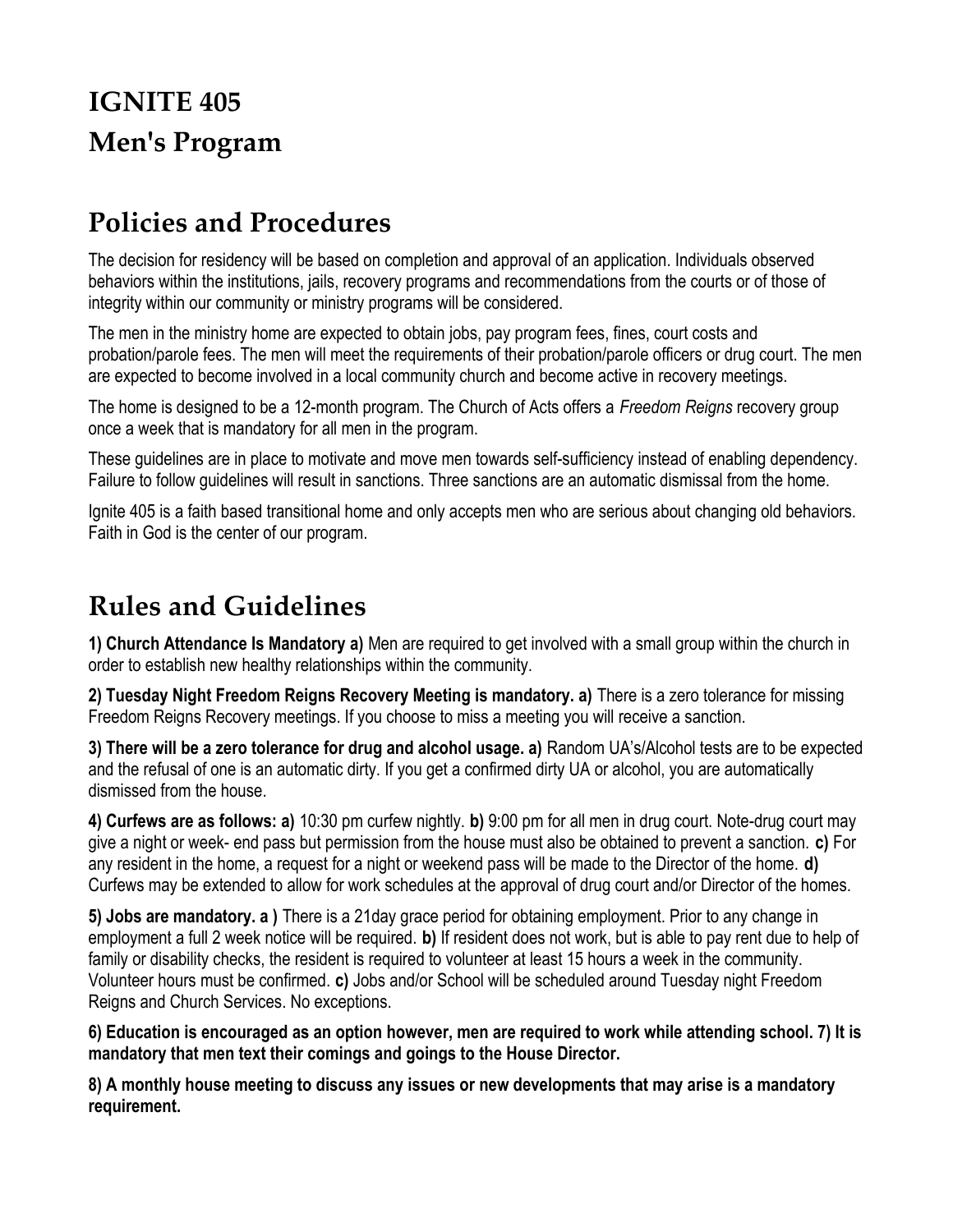# IGNITE 405

# Men's Program

## Policies and Procedures

The decision for residency will be based on completion and approval of an application. Individuals observed behaviors within the institutions, jails, recovery programs and recommendations from the courts or of those of integrity within our community or ministry programs will be considered.

The men in the ministry home are expected to obtain jobs, pay program fees, fines, court costs and probation/parole fees. The men will meet the requirements of their probation/parole officers or drug court. The men are expected to become involved in a local community church and become active in recovery meetings.

The home is designed to be a 12-month program. The Church of Acts offers a *Freedom Reigns* recovery group once a week that is mandatory for all men in the program.

These guidelines are in place to motivate and move men towards self-sufficiency instead of enabling dependency. Failure to follow guidelines will result in sanctions. Three sanctions are an automatic dismissal from the home.

Ignite 405 is a faith based transitional home and only accepts men who are serious about changing old behaviors. Faith in God is the center of our program.

## Rules and Guidelines

**1) Church Attendance Is Mandatory a)** Men are required to get involved with a small group within the church in order to establish new healthy relationships within the community.

**2) Tuesday Night Freedom Reigns Recovery Meeting is mandatory. a)** There is a zero tolerance for missing Freedom Reigns Recovery meetings. If you choose to miss a meeting you will receive a sanction.

**3) There will be a zero tolerance for drug and alcohol usage. a)** Random UA's/Alcohol tests are to be expected and the refusal of one is an automatic dirty. If you get a confirmed dirty UA or alcohol, you are automatically dismissed from the house.

**4) Curfews are as follows: a)** 10:30 pm curfew nightly. **b)** 9:00 pm for all men in drug court. Note-drug court may give a night or week- end pass but permission from the house must also be obtained to prevent a sanction. **c)** For any resident in the home, a request for a night or weekend pass will be made to the Director of the home. **d)** Curfews may be extended to allow for work schedules at the approval of drug court and/or Director of the homes.

**5) Jobs are mandatory. a )** There is a 21day grace period for obtaining employment. Prior to any change in employment a full 2 week notice will be required. **b)** If resident does not work, but is able to pay rent due to help of family or disability checks, the resident is required to volunteer at least 15 hours a week in the community. Volunteer hours must be confirmed. **c)** Jobs and/or School will be scheduled around Tuesday night Freedom Reigns and Church Services. No exceptions.

**6) Education is encouraged as an option however, men are required to work while attending school. 7) It is mandatory that men text their comings and goings to the House Director.**

**8) A monthly house meeting to discuss any issues or new developments that may arise is a mandatory requirement.**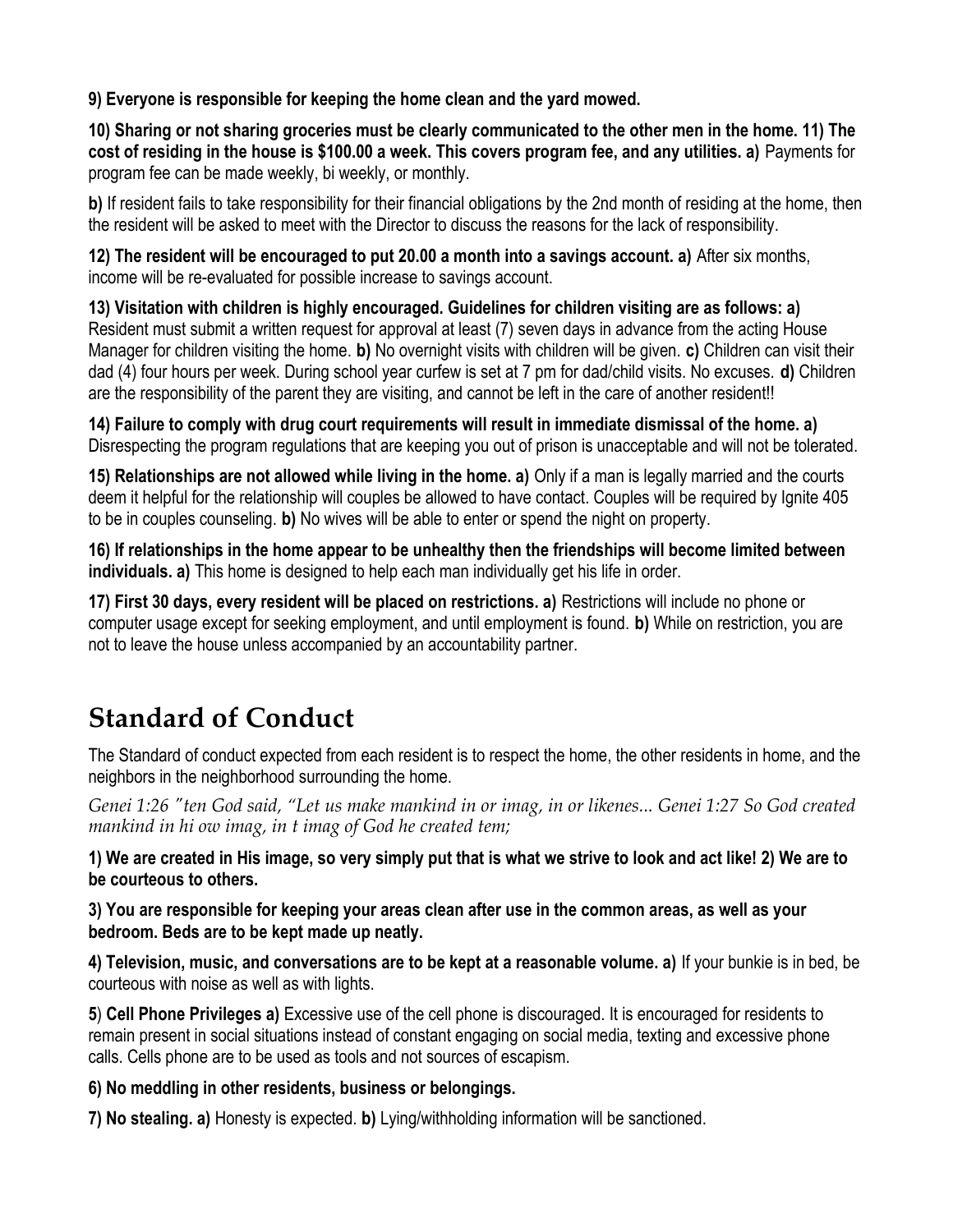**9) Everyone is responsible for keeping the home clean and the yard mowed.**

**10) Sharing or not sharing groceries must be clearly communicated to the other men in the home. 11) The cost of residing in the house is $100.00 a week. This covers program fee, and any utilities. a)** Payments for program fee can be made weekly, bi weekly, or monthly.

**b)** If resident fails to take responsibility for their financial obligations by the 2nd month of residing at the home, then the resident will be asked to meet with the Director to discuss the reasons for the lack of responsibility.

**12) The resident will be encouraged to put 20.00 a month into a savings account. a)** After six months, income will be re-evaluated for possible increase to savings account.

**13) Visitation with children is highly encouraged. Guidelines for children visiting are as follows: a)** Resident must submit a written request for approval at least (7) seven days in advance from the acting House Manager for children visiting the home. **b)** No overnight visits with children will be given. **c)** Children can visit their dad (4) four hours per week. During school year curfew is set at 7 pm for dad/child visits. No excuses. **d)** Children are the responsibility of the parent they are visiting, and cannot be left in the care of another resident!!

**14) Failure to comply with drug court requirements will result in immediate dismissal of the home. a)** Disrespecting the program regulations that are keeping you out of prison is unacceptable and will not be tolerated.

**15) Relationships are not allowed while living in the home. a)** Only if a man is legally married and the courts deem it helpful for the relationship will couples be allowed to have contact. Couples will be required by Ignite 405 to be in couples counseling. **b)** No wives will be able to enter or spend the night on property.

**16) If relationships in the home appear to be unhealthy then the friendships will become limited between individuals. a)** This home is designed to help each man individually get his life in order.

**17) First 30 days, every resident will be placed on restrictions. a)** Restrictions will include no phone or computer usage except for seeking employment, and until employment is found. **b)** While on restriction, you are not to leave the house unless accompanied by an accountability partner.

## Standard of Conduct

The Standard of conduct expected from each resident is to respect the home, the other residents in home, and the neighbors in the neighborhood surrounding the home.

*Genei 1:26 "ten God said, "Let us make mankind in or imag, in or likenes... Genei 1:27 So God created mankind in hi ow imag, in t imag of God he created tem;*

**1) We are created in His image, so very simply put that is what we strive to look and act like! 2) We are to be courteous to others.**

**3) You are responsible for keeping your areas clean after use in the common areas, as well as your bedroom. Beds are to be kept made up neatly.**

**4) Television, music, and conversations are to be kept at a reasonable volume. a)** If your bunkie is in bed, be courteous with noise as well as with lights.

**5**) **Cell Phone Privileges a)** Excessive use of the cell phone is discouraged. It is encouraged for residents to remain present in social situations instead of constant engaging on social media, texting and excessive phone calls. Cells phone are to be used as tools and not sources of escapism.

**6) No meddling in other residents, business or belongings.**

**7) No stealing. a)** Honesty is expected. **b)** Lying/withholding information will be sanctioned.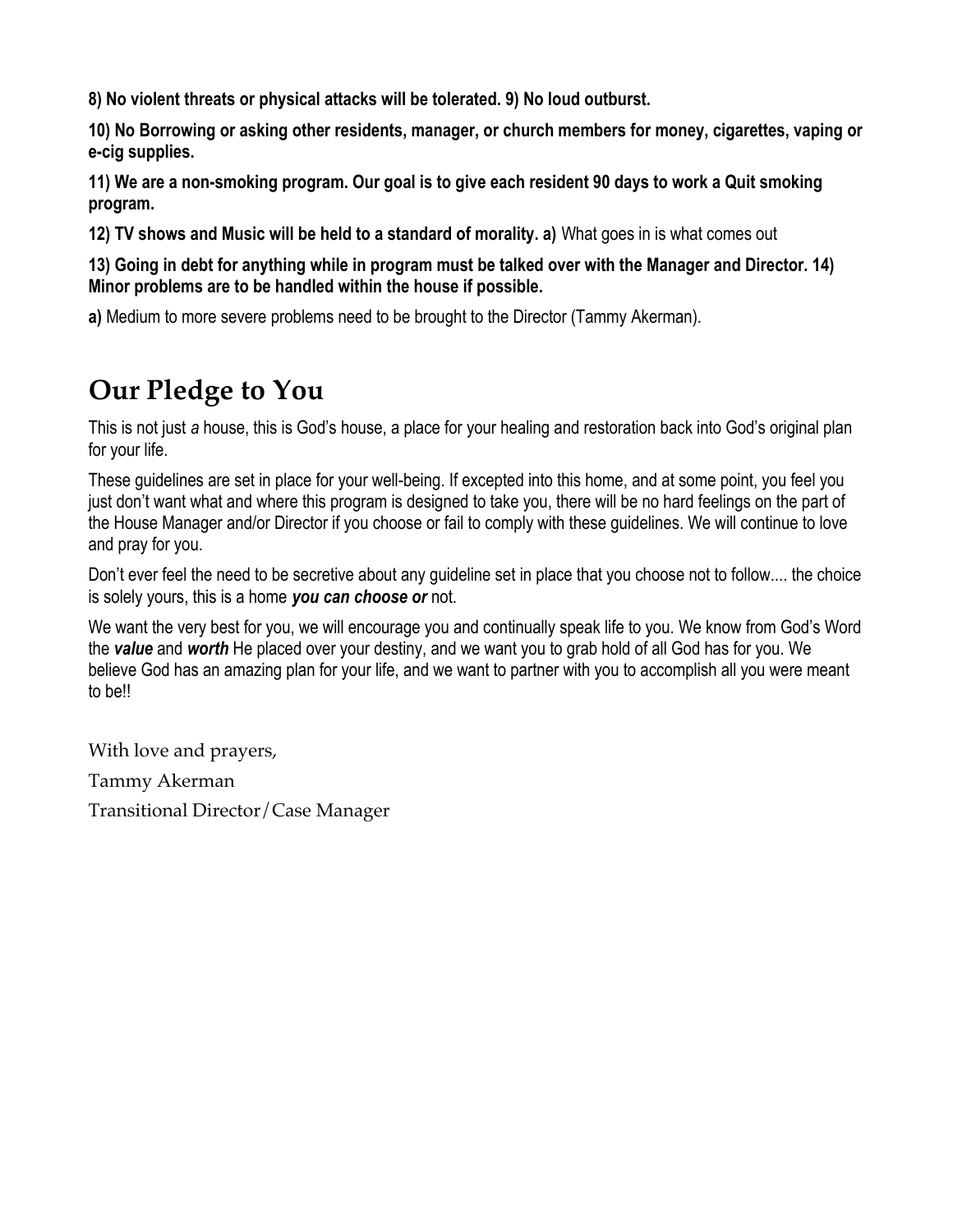**8) No violent threats or physical attacks will be tolerated. 9) No loud outburst.**

**10) No Borrowing or asking other residents, manager, or church members for money, cigarettes, vaping or e-cig supplies.**

**11) We are a non-smoking program. Our goal is to give each resident 90 days to work a Quit smoking program.**

**12) TV shows and Music will be held to a standard of morality. a)** What goes in is what comes out

**13) Going in debt for anything while in program must be talked over with the Manager and Director. 14) Minor problems are to be handled within the house if possible.**

**a)** Medium to more severe problems need to be brought to the Director (Tammy Akerman).

## Our Pledge to You

This is not just *a* house, this is God's house, a place for your healing and restoration back into God's original plan for your life.

These guidelines are set in place for your well-being. If excepted into this home, and at some point, you feel you just don't want what and where this program is designed to take you, there will be no hard feelings on the part of the House Manager and/or Director if you choose or fail to comply with these guidelines. We will continue to love and pray for you.

Don't ever feel the need to be secretive about any guideline set in place that you choose not to follow.... the choice is solely yours, this is a home ***you can choose or*** not.

We want the very best for you, we will encourage you and continually speak life to you. We know from God's Word the ***value*** and ***worth*** He placed over your destiny, and we want you to grab hold of all God has for you. We believe God has an amazing plan for your life, and we want to partner with you to accomplish all you were meant to be!!

With love and prayers,

Tammy Akerman

Transitional Director/Case Manager